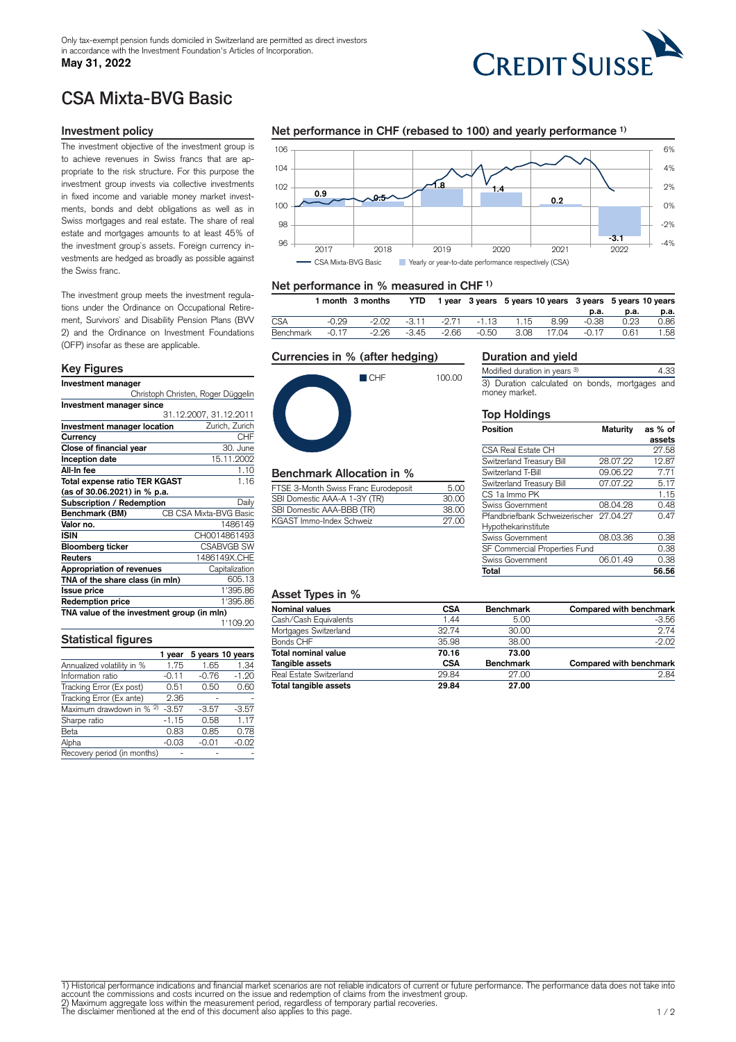Only tax-exempt pension funds domiciled in Switzerland are permitted as direct investors in accordance with the Investment Foundation's Articles of Incorporation.

**May 31, 2022**

# CSA Mixta-BVG Basic

## Investment policy

The investment objective of the investment group is to achieve revenues in Swiss francs that are appropriate to the risk structure. For this purpose the investment group invests via collective investments in fixed income and variable money market investments, bonds and debt obligations as well as in Swiss mortgages and real estate. The share of real estate and mortgages amounts to at least 45% of the investment group's assets. Foreign currency investments are hedged as broadly as possible against the Swiss franc.

The investment group meets the investment regulations under the Ordinance on Occupational Retirement, Survivors' and Disability Pension Plans (BVV 2) and the Ordinance on Investment Foundations (OFP) insofar as these are applicable.

## Key Figures

| | |
|---|---|
| **Investment manager** | Christoph Christen, Roger Düggelin |
| **Investment manager since** | 31.12.2007, 31.12.2011 |
| **Investment manager location** | Zurich, Zurich |
| **Currency** | CHF |
| **Close of financial year** | 30. June |
| **Inception date** | 15.11.2002 |
| **All-In fee** | 1.10 |
| **Total expense ratio TER KGAST (as of 30.06.2021) in % p.a.** | 1.16 |
| **Subscription / Redemption** | Daily |
| **Benchmark (BM)** | CB CSA Mixta-BVG Basic |
| **Valor no.** | 1486149 |
| **ISIN** | CH0014861493 |
| **Bloomberg ticker** | CSABVGB SW |
| **Reuters** | 1486149X.CHE |
| **Appropriation of revenues** | Capitalization |
| **TNA of the share class (in mln)** | 605.13 |
| **Issue price** | 1'395.86 |
| **Redemption price** | 1'395.86 |
| **TNA value of the investment group (in mln)** | 1'109.20 |

## Statistical figures

| | 1 year | 5 years | 10 years |
|---|---|---|---|
| Annualized volatility in % | 1.75 | 1.65 | 1.34 |
| Information ratio | -0.11 | -0.76 | -1.20 |
| Tracking Error (Ex post) | 0.51 | 0.50 | 0.60 |
| Tracking Error (Ex ante) | 2.36 | - | - |
| Maximum drawdown in % [2] | -3.57 | -3.57 | -3.57 |
| Sharpe ratio | -1.15 | 0.58 | 1.17 |
| Beta | 0.83 | 0.85 | 0.78 |
| Alpha | -0.03 | -0.01 | -0.02 |
| Recovery period (in months) | - | - | - |

## Net performance in CHF (rebased to 100) and yearly performance [1]

| | 2017 | 2018 | 2019 | 2020 | 2021 | 2022 |
|---|---|---|---|---|---|---|
| Yearly or year-to-date performance respectively (CSA) | 0.9 | 0.5 | 1.8 | 1.4 | 0.2 | -3.1 |

CSA Mixta-BVG Basic — Yearly or year-to-date performance respectively (CSA)

## Net performance in % measured in CHF [1]

| | 1 month | 3 months | YTD | 1 year | 3 years | 5 years | 10 years | 3 years p.a. | 5 years p.a. | 10 years p.a. |
|---|---|---|---|---|---|---|---|---|---|---|
| CSA | -0.29 | -2.02 | -3.11 | -2.71 | -1.13 | 1.15 | 8.99 | -0.38 | 0.23 | 0.86 |
| Benchmark | -0.17 | -2.26 | -3.45 | -2.66 | -0.50 | 3.08 | 17.04 | -0.17 | 0.61 | 1.58 |

## Currencies in % (after hedging)

| | |
|---|---|
| CHF | 100.00 |

## Benchmark Allocation in %

| | |
|---|---|
| FTSE 3-Month Swiss Franc Eurodeposit | 5.00 |
| SBI Domestic AAA-A 1-3Y (TR) | 30.00 |
| SBI Domestic AAA-BBB (TR) | 38.00 |
| KGAST Immo-Index Schweiz | 27.00 |

## Duration and yield

| | |
|---|---|
| Modified duration in years [3] | 4.33 |

3) Duration calculated on bonds, mortgages and money market.

## Top Holdings

| Position | Maturity | as % of assets |
|---|---|---|
| CSA Real Estate CH | | 27.58 |
| Switzerland Treasury Bill | 28.07.22 | 12.87 |
| Switzerland T-Bill | 09.06.22 | 7.71 |
| Switzerland Treasury Bill | 07.07.22 | 5.17 |
| CS 1a Immo PK | | 1.15 |
| Swiss Government | 08.04.28 | 0.48 |
| Pfandbriefbank Schweizerischer Hypothekarinstitute | 27.04.27 | 0.47 |
| Swiss Government | 08.03.36 | 0.38 |
| SF Commercial Properties Fund | | 0.38 |
| Swiss Government | 06.01.49 | 0.38 |
| **Total** | | **56.56** |

## Asset Types in %

| Nominal values | CSA | Benchmark | Compared with benchmark |
|---|---|---|---|
| Cash/Cash Equivalents | 1.44 | 5.00 | -3.56 |
| Mortgages Switzerland | 32.74 | 30.00 | 2.74 |
| Bonds CHF | 35.98 | 38.00 | -2.02 |
| **Total nominal value** | **70.16** | **73.00** | |
| **Tangible assets** | **CSA** | **Benchmark** | **Compared with benchmark** |
| Real Estate Switzerland | 29.84 | 27.00 | 2.84 |
| **Total tangible assets** | **29.84** | **27.00** | |

1) Historical performance indications and financial market scenarios are not reliable indicators of current or future performance. The performance data does not take into account the commissions and costs incurred on the issue and redemption of claims from the investment group.
2) Maximum aggregate loss within the measurement period, regardless of temporary partial recoveries.
The disclaimer mentioned at the end of this document also applies to this page.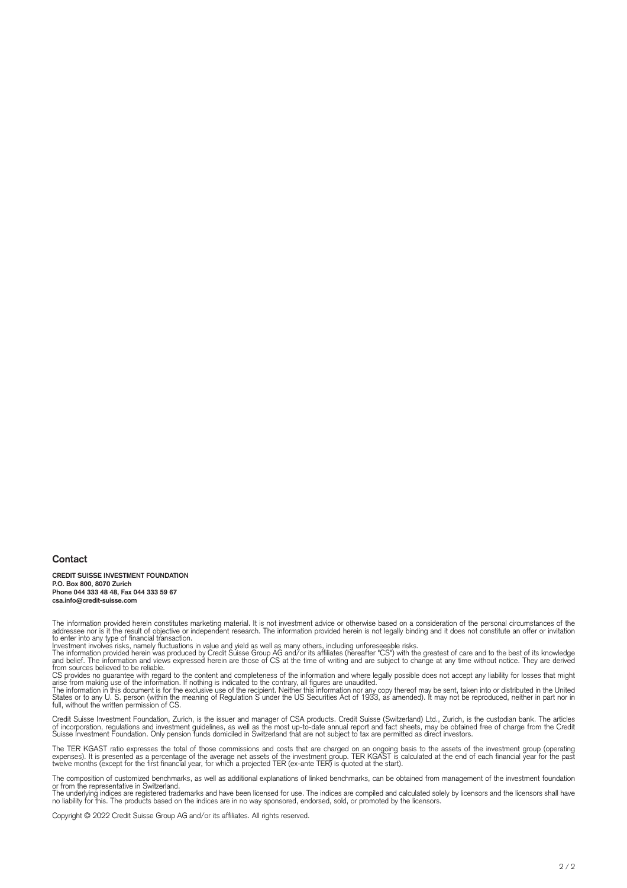## Contact

**CREDIT SUISSE INVESTMENT FOUNDATION**
**P.O. Box 800, 8070 Zurich**
**Phone 044 333 48 48, Fax 044 333 59 67**
**csa.info@credit-suisse.com**

The information provided herein constitutes marketing material. It is not investment advice or otherwise based on a consideration of the personal circumstances of the addressee nor is it the result of objective or independent research. The information provided herein is not legally binding and it does not constitute an offer or invitation to enter into any type of financial transaction.
Investment involves risks, namely fluctuations in value and yield as well as many others, including unforeseeable risks.
The information provided herein was produced by Credit Suisse Group AG and/or its affiliates (hereafter "CS") with the greatest of care and to the best of its knowledge and belief. The information and views expressed herein are those of CS at the time of writing and are subject to change at any time without notice. They are derived from sources believed to be reliable.
CS provides no guarantee with regard to the content and completeness of the information and where legally possible does not accept any liability for losses that might arise from making use of the information. If nothing is indicated to the contrary, all figures are unaudited.
The information in this document is for the exclusive use of the recipient. Neither this information nor any copy thereof may be sent, taken into or distributed in the United States or to any U. S. person (within the meaning of Regulation S under the US Securities Act of 1933, as amended). It may not be reproduced, neither in part nor in full, without the written permission of CS.

Credit Suisse Investment Foundation, Zurich, is the issuer and manager of CSA products. Credit Suisse (Switzerland) Ltd., Zurich, is the custodian bank. The articles of incorporation, regulations and investment guidelines, as well as the most up-to-date annual report and fact sheets, may be obtained free of charge from the Credit Suisse Investment Foundation. Only pension funds domiciled in Switzerland that are not subject to tax are permitted as direct investors.

The TER KGAST ratio expresses the total of those commissions and costs that are charged on an ongoing basis to the assets of the investment group (operating expenses). It is presented as a percentage of the average net assets of the investment group. TER KGAST is calculated at the end of each financial year for the past twelve months (except for the first financial year, for which a projected TER (ex-ante TER) is quoted at the start).

The composition of customized benchmarks, as well as additional explanations of linked benchmarks, can be obtained from management of the investment foundation or from the representative in Switzerland.
The underlying indices are registered trademarks and have been licensed for use. The indices are compiled and calculated solely by licensors and the licensors shall have no liability for this. The products based on the indices are in no way sponsored, endorsed, sold, or promoted by the licensors.

Copyright © 2022 Credit Suisse Group AG and/or its affiliates. All rights reserved.